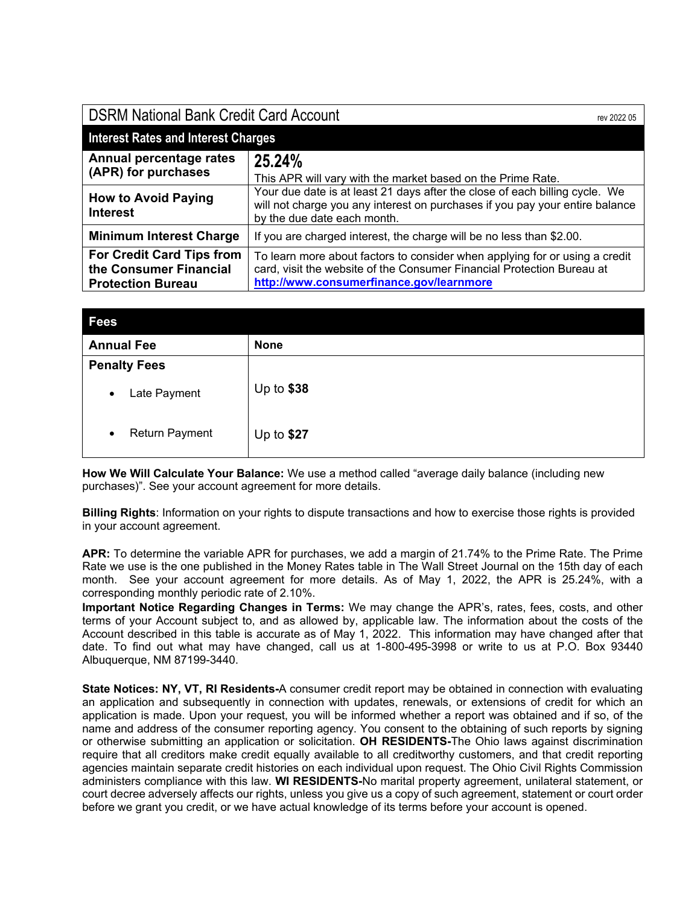| DSRM National Bank Credit Card Account | rev 2022 05 |
|---|---|
| **Interest Rates and Interest Charges** | |
| **Annual percentage rates (APR) for purchases** | **25.24%**<br>This APR will vary with the market based on the Prime Rate. |
| **How to Avoid Paying Interest** | Your due date is at least 21 days after the close of each billing cycle. We will not charge you any interest on purchases if you pay your entire balance by the due date each month. |
| **Minimum Interest Charge** | If you are charged interest, the charge will be no less than $2.00. |
| **For Credit Card Tips from the Consumer Financial Protection Bureau** | To learn more about factors to consider when applying for or using a credit card, visit the website of the Consumer Financial Protection Bureau at [http://www.consumerfinance.gov/learnmore](http://www.consumerfinance.gov/learnmore) |

| Fees | |
|---|---|
| **Annual Fee** | **None** |
| **Penalty Fees** | |
| • Late Payment | Up to **$38** |
| • Return Payment | Up to **$27** |

**How We Will Calculate Your Balance:** We use a method called "average daily balance (including new purchases)". See your account agreement for more details.

**Billing Rights**: Information on your rights to dispute transactions and how to exercise those rights is provided in your account agreement.

**APR:** To determine the variable APR for purchases, we add a margin of 21.74% to the Prime Rate. The Prime Rate we use is the one published in the Money Rates table in The Wall Street Journal on the 15th day of each month. See your account agreement for more details. As of May 1, 2022, the APR is 25.24%, with a corresponding monthly periodic rate of 2.10%.

**Important Notice Regarding Changes in Terms:** We may change the APR's, rates, fees, costs, and other terms of your Account subject to, and as allowed by, applicable law. The information about the costs of the Account described in this table is accurate as of May 1, 2022. This information may have changed after that date. To find out what may have changed, call us at 1-800-495-3998 or write to us at P.O. Box 93440 Albuquerque, NM 87199-3440.

**State Notices: NY, VT, RI Residents-**A consumer credit report may be obtained in connection with evaluating an application and subsequently in connection with updates, renewals, or extensions of credit for which an application is made. Upon your request, you will be informed whether a report was obtained and if so, of the name and address of the consumer reporting agency. You consent to the obtaining of such reports by signing or otherwise submitting an application or solicitation. **OH RESIDENTS-**The Ohio laws against discrimination require that all creditors make credit equally available to all creditworthy customers, and that credit reporting agencies maintain separate credit histories on each individual upon request. The Ohio Civil Rights Commission administers compliance with this law. **WI RESIDENTS-**No marital property agreement, unilateral statement, or court decree adversely affects our rights, unless you give us a copy of such agreement, statement or court order before we grant you credit, or we have actual knowledge of its terms before your account is opened.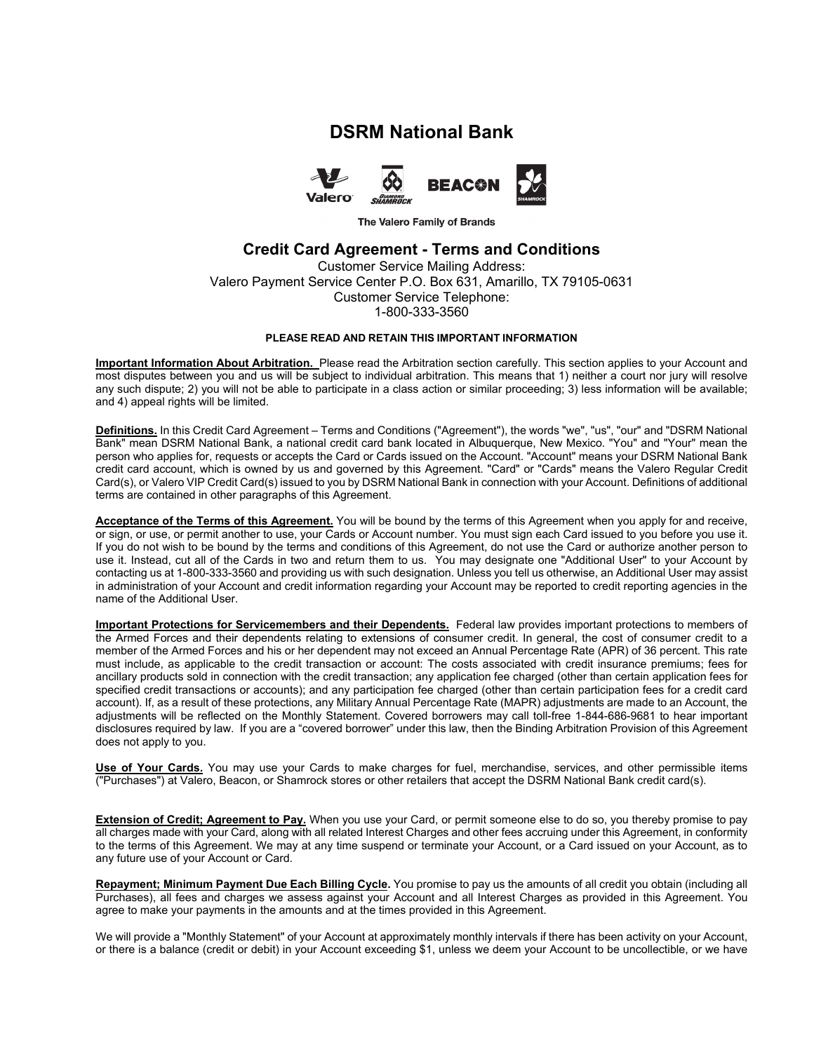# DSRM National Bank

The Valero Family of Brands

## Credit Card Agreement - Terms and Conditions

Customer Service Mailing Address:
Valero Payment Service Center P.O. Box 631, Amarillo, TX 79105-0631
Customer Service Telephone:
1-800-333-3560

**PLEASE READ AND RETAIN THIS IMPORTANT INFORMATION**

**Important Information About Arbitration.** Please read the Arbitration section carefully. This section applies to your Account and most disputes between you and us will be subject to individual arbitration. This means that 1) neither a court nor jury will resolve any such dispute; 2) you will not be able to participate in a class action or similar proceeding; 3) less information will be available; and 4) appeal rights will be limited.

**Definitions.** In this Credit Card Agreement – Terms and Conditions ("Agreement"), the words "we", "us", "our" and "DSRM National Bank" mean DSRM National Bank, a national credit card bank located in Albuquerque, New Mexico. "You" and "Your" mean the person who applies for, requests or accepts the Card or Cards issued on the Account. "Account" means your DSRM National Bank credit card account, which is owned by us and governed by this Agreement. "Card" or "Cards" means the Valero Regular Credit Card(s), or Valero VIP Credit Card(s) issued to you by DSRM National Bank in connection with your Account. Definitions of additional terms are contained in other paragraphs of this Agreement.

**Acceptance of the Terms of this Agreement.** You will be bound by the terms of this Agreement when you apply for and receive, or sign, or use, or permit another to use, your Cards or Account number. You must sign each Card issued to you before you use it. If you do not wish to be bound by the terms and conditions of this Agreement, do not use the Card or authorize another person to use it. Instead, cut all of the Cards in two and return them to us. You may designate one "Additional User" to your Account by contacting us at 1-800-333-3560 and providing us with such designation. Unless you tell us otherwise, an Additional User may assist in administration of your Account and credit information regarding your Account may be reported to credit reporting agencies in the name of the Additional User.

**Important Protections for Servicemembers and their Dependents.** Federal law provides important protections to members of the Armed Forces and their dependents relating to extensions of consumer credit. In general, the cost of consumer credit to a member of the Armed Forces and his or her dependent may not exceed an Annual Percentage Rate (APR) of 36 percent. This rate must include, as applicable to the credit transaction or account: The costs associated with credit insurance premiums; fees for ancillary products sold in connection with the credit transaction; any application fee charged (other than certain application fees for specified credit transactions or accounts); and any participation fee charged (other than certain participation fees for a credit card account). If, as a result of these protections, any Military Annual Percentage Rate (MAPR) adjustments are made to an Account, the adjustments will be reflected on the Monthly Statement. Covered borrowers may call toll-free 1-844-686-9681 to hear important disclosures required by law. If you are a "covered borrower" under this law, then the Binding Arbitration Provision of this Agreement does not apply to you.

**Use of Your Cards.** You may use your Cards to make charges for fuel, merchandise, services, and other permissible items ("Purchases") at Valero, Beacon, or Shamrock stores or other retailers that accept the DSRM National Bank credit card(s).

**Extension of Credit; Agreement to Pay.** When you use your Card, or permit someone else to do so, you thereby promise to pay all charges made with your Card, along with all related Interest Charges and other fees accruing under this Agreement, in conformity to the terms of this Agreement. We may at any time suspend or terminate your Account, or a Card issued on your Account, as to any future use of your Account or Card.

**Repayment; Minimum Payment Due Each Billing Cycle.** You promise to pay us the amounts of all credit you obtain (including all Purchases), all fees and charges we assess against your Account and all Interest Charges as provided in this Agreement. You agree to make your payments in the amounts and at the times provided in this Agreement.

We will provide a "Monthly Statement" of your Account at approximately monthly intervals if there has been activity on your Account, or there is a balance (credit or debit) in your Account exceeding $1, unless we deem your Account to be uncollectible, or we have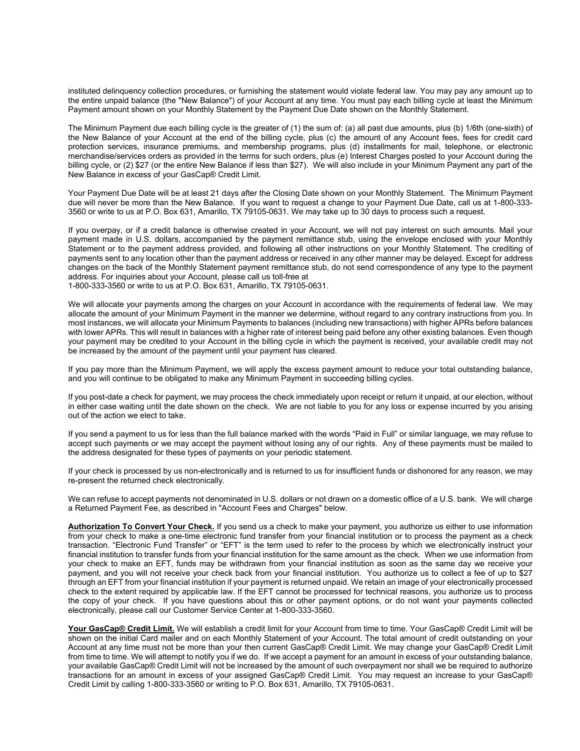instituted delinquency collection procedures, or furnishing the statement would violate federal law. You may pay any amount up to the entire unpaid balance (the "New Balance") of your Account at any time. You must pay each billing cycle at least the Minimum Payment amount shown on your Monthly Statement by the Payment Due Date shown on the Monthly Statement.

The Minimum Payment due each billing cycle is the greater of (1) the sum of: (a) all past due amounts, plus (b) 1/6th (one-sixth) of the New Balance of your Account at the end of the billing cycle, plus (c) the amount of any Account fees, fees for credit card protection services, insurance premiums, and membership programs, plus (d) installments for mail, telephone, or electronic merchandise/services orders as provided in the terms for such orders, plus (e) Interest Charges posted to your Account during the billing cycle, or (2) $27 (or the entire New Balance if less than $27). We will also include in your Minimum Payment any part of the New Balance in excess of your GasCap® Credit Limit.

Your Payment Due Date will be at least 21 days after the Closing Date shown on your Monthly Statement. The Minimum Payment due will never be more than the New Balance. If you want to request a change to your Payment Due Date, call us at 1-800-333-3560 or write to us at P.O. Box 631, Amarillo, TX 79105-0631. We may take up to 30 days to process such a request.

If you overpay, or if a credit balance is otherwise created in your Account, we will not pay interest on such amounts. Mail your payment made in U.S. dollars, accompanied by the payment remittance stub, using the envelope enclosed with your Monthly Statement or to the payment address provided, and following all other instructions on your Monthly Statement. The crediting of payments sent to any location other than the payment address or received in any other manner may be delayed. Except for address changes on the back of the Monthly Statement payment remittance stub, do not send correspondence of any type to the payment address. For inquiries about your Account, please call us toll-free at 1-800-333-3560 or write to us at P.O. Box 631, Amarillo, TX 79105-0631.

We will allocate your payments among the charges on your Account in accordance with the requirements of federal law. We may allocate the amount of your Minimum Payment in the manner we determine, without regard to any contrary instructions from you. In most instances, we will allocate your Minimum Payments to balances (including new transactions) with higher APRs before balances with lower APRs. This will result in balances with a higher rate of interest being paid before any other existing balances. Even though your payment may be credited to your Account in the billing cycle in which the payment is received, your available credit may not be increased by the amount of the payment until your payment has cleared.

If you pay more than the Minimum Payment, we will apply the excess payment amount to reduce your total outstanding balance, and you will continue to be obligated to make any Minimum Payment in succeeding billing cycles.

If you post-date a check for payment, we may process the check immediately upon receipt or return it unpaid, at our election, without in either case waiting until the date shown on the check. We are not liable to you for any loss or expense incurred by you arising out of the action we elect to take.

If you send a payment to us for less than the full balance marked with the words "Paid in Full" or similar language, we may refuse to accept such payments or we may accept the payment without losing any of our rights. Any of these payments must be mailed to the address designated for these types of payments on your periodic statement.

If your check is processed by us non-electronically and is returned to us for insufficient funds or dishonored for any reason, we may re-present the returned check electronically.

We can refuse to accept payments not denominated in U.S. dollars or not drawn on a domestic office of a U.S. bank. We will charge a Returned Payment Fee, as described in "Account Fees and Charges" below.

**Authorization To Convert Your Check.** If you send us a check to make your payment, you authorize us either to use information from your check to make a one-time electronic fund transfer from your financial institution or to process the payment as a check transaction. "Electronic Fund Transfer" or "EFT" is the term used to refer to the process by which we electronically instruct your financial institution to transfer funds from your financial institution for the same amount as the check. When we use information from your check to make an EFT, funds may be withdrawn from your financial institution as soon as the same day we receive your payment, and you will not receive your check back from your financial institution. You authorize us to collect a fee of up to $27 through an EFT from your financial institution if your payment is returned unpaid. We retain an image of your electronically processed check to the extent required by applicable law. If the EFT cannot be processed for technical reasons, you authorize us to process the copy of your check. If you have questions about this or other payment options, or do not want your payments collected electronically, please call our Customer Service Center at 1-800-333-3560.

**Your GasCap® Credit Limit.** We will establish a credit limit for your Account from time to time. Your GasCap® Credit Limit will be shown on the initial Card mailer and on each Monthly Statement of your Account. The total amount of credit outstanding on your Account at any time must not be more than your then current GasCap® Credit Limit. We may change your GasCap® Credit Limit from time to time. We will attempt to notify you if we do. If we accept a payment for an amount in excess of your outstanding balance, your available GasCap® Credit Limit will not be increased by the amount of such overpayment nor shall we be required to authorize transactions for an amount in excess of your assigned GasCap® Credit Limit. You may request an increase to your GasCap® Credit Limit by calling 1-800-333-3560 or writing to P.O. Box 631, Amarillo, TX 79105-0631.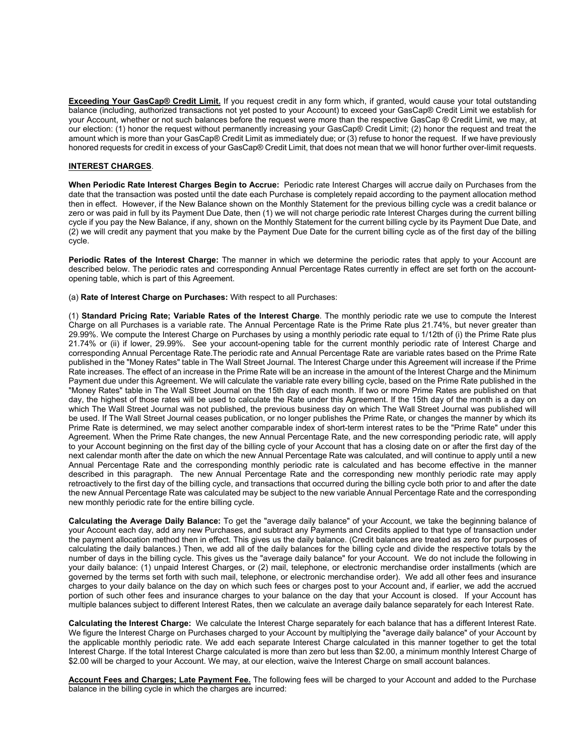**<u>Exceeding Your GasCap® Credit Limit.</u>** If you request credit in any form which, if granted, would cause your total outstanding balance (including, authorized transactions not yet posted to your Account) to exceed your GasCap® Credit Limit we establish for your Account, whether or not such balances before the request were more than the respective GasCap ® Credit Limit, we may, at our election: (1) honor the request without permanently increasing your GasCap® Credit Limit; (2) honor the request and treat the amount which is more than your GasCap® Credit Limit as immediately due; or (3) refuse to honor the request. If we have previously honored requests for credit in excess of your GasCap® Credit Limit, that does not mean that we will honor further over-limit requests.

**<u>INTEREST CHARGES</u>**.

**When Periodic Rate Interest Charges Begin to Accrue:** Periodic rate Interest Charges will accrue daily on Purchases from the date that the transaction was posted until the date each Purchase is completely repaid according to the payment allocation method then in effect. However, if the New Balance shown on the Monthly Statement for the previous billing cycle was a credit balance or zero or was paid in full by its Payment Due Date, then (1) we will not charge periodic rate Interest Charges during the current billing cycle if you pay the New Balance, if any, shown on the Monthly Statement for the current billing cycle by its Payment Due Date, and (2) we will credit any payment that you make by the Payment Due Date for the current billing cycle as of the first day of the billing cycle.

**Periodic Rates of the Interest Charge:** The manner in which we determine the periodic rates that apply to your Account are described below. The periodic rates and corresponding Annual Percentage Rates currently in effect are set forth on the account-opening table, which is part of this Agreement.

(a) **Rate of Interest Charge on Purchases:** With respect to all Purchases:

(1) **Standard Pricing Rate; Variable Rates of the Interest Charge**. The monthly periodic rate we use to compute the Interest Charge on all Purchases is a variable rate. The Annual Percentage Rate is the Prime Rate plus 21.74%, but never greater than 29.99%. We compute the Interest Charge on Purchases by using a monthly periodic rate equal to 1/12th of (i) the Prime Rate plus 21.74% or (ii) if lower, 29.99%. See your account-opening table for the current monthly periodic rate of Interest Charge and corresponding Annual Percentage Rate.The periodic rate and Annual Percentage Rate are variable rates based on the Prime Rate published in the "Money Rates" table in The Wall Street Journal. The Interest Charge under this Agreement will increase if the Prime Rate increases. The effect of an increase in the Prime Rate will be an increase in the amount of the Interest Charge and the Minimum Payment due under this Agreement. We will calculate the variable rate every billing cycle, based on the Prime Rate published in the "Money Rates" table in The Wall Street Journal on the 15th day of each month. If two or more Prime Rates are published on that day, the highest of those rates will be used to calculate the Rate under this Agreement. If the 15th day of the month is a day on which The Wall Street Journal was not published, the previous business day on which The Wall Street Journal was published will be used. If The Wall Street Journal ceases publication, or no longer publishes the Prime Rate, or changes the manner by which its Prime Rate is determined, we may select another comparable index of short-term interest rates to be the "Prime Rate" under this Agreement. When the Prime Rate changes, the new Annual Percentage Rate, and the new corresponding periodic rate, will apply to your Account beginning on the first day of the billing cycle of your Account that has a closing date on or after the first day of the next calendar month after the date on which the new Annual Percentage Rate was calculated, and will continue to apply until a new Annual Percentage Rate and the corresponding monthly periodic rate is calculated and has become effective in the manner described in this paragraph. The new Annual Percentage Rate and the corresponding new monthly periodic rate may apply retroactively to the first day of the billing cycle, and transactions that occurred during the billing cycle both prior to and after the date the new Annual Percentage Rate was calculated may be subject to the new variable Annual Percentage Rate and the corresponding new monthly periodic rate for the entire billing cycle.

**Calculating the Average Daily Balance:** To get the "average daily balance" of your Account, we take the beginning balance of your Account each day, add any new Purchases, and subtract any Payments and Credits applied to that type of transaction under the payment allocation method then in effect. This gives us the daily balance. (Credit balances are treated as zero for purposes of calculating the daily balances.) Then, we add all of the daily balances for the billing cycle and divide the respective totals by the number of days in the billing cycle. This gives us the "average daily balance" for your Account. We do not include the following in your daily balance: (1) unpaid Interest Charges, or (2) mail, telephone, or electronic merchandise order installments (which are governed by the terms set forth with such mail, telephone, or electronic merchandise order). We add all other fees and insurance charges to your daily balance on the day on which such fees or charges post to your Account and, if earlier, we add the accrued portion of such other fees and insurance charges to your balance on the day that your Account is closed. If your Account has multiple balances subject to different Interest Rates, then we calculate an average daily balance separately for each Interest Rate.

**Calculating the Interest Charge:** We calculate the Interest Charge separately for each balance that has a different Interest Rate. We figure the Interest Charge on Purchases charged to your Account by multiplying the "average daily balance" of your Account by the applicable monthly periodic rate. We add each separate Interest Charge calculated in this manner together to get the total Interest Charge. If the total Interest Charge calculated is more than zero but less than $2.00, a minimum monthly Interest Charge of $2.00 will be charged to your Account. We may, at our election, waive the Interest Charge on small account balances.

**<u>Account Fees and Charges; Late Payment Fee.</u>** The following fees will be charged to your Account and added to the Purchase balance in the billing cycle in which the charges are incurred: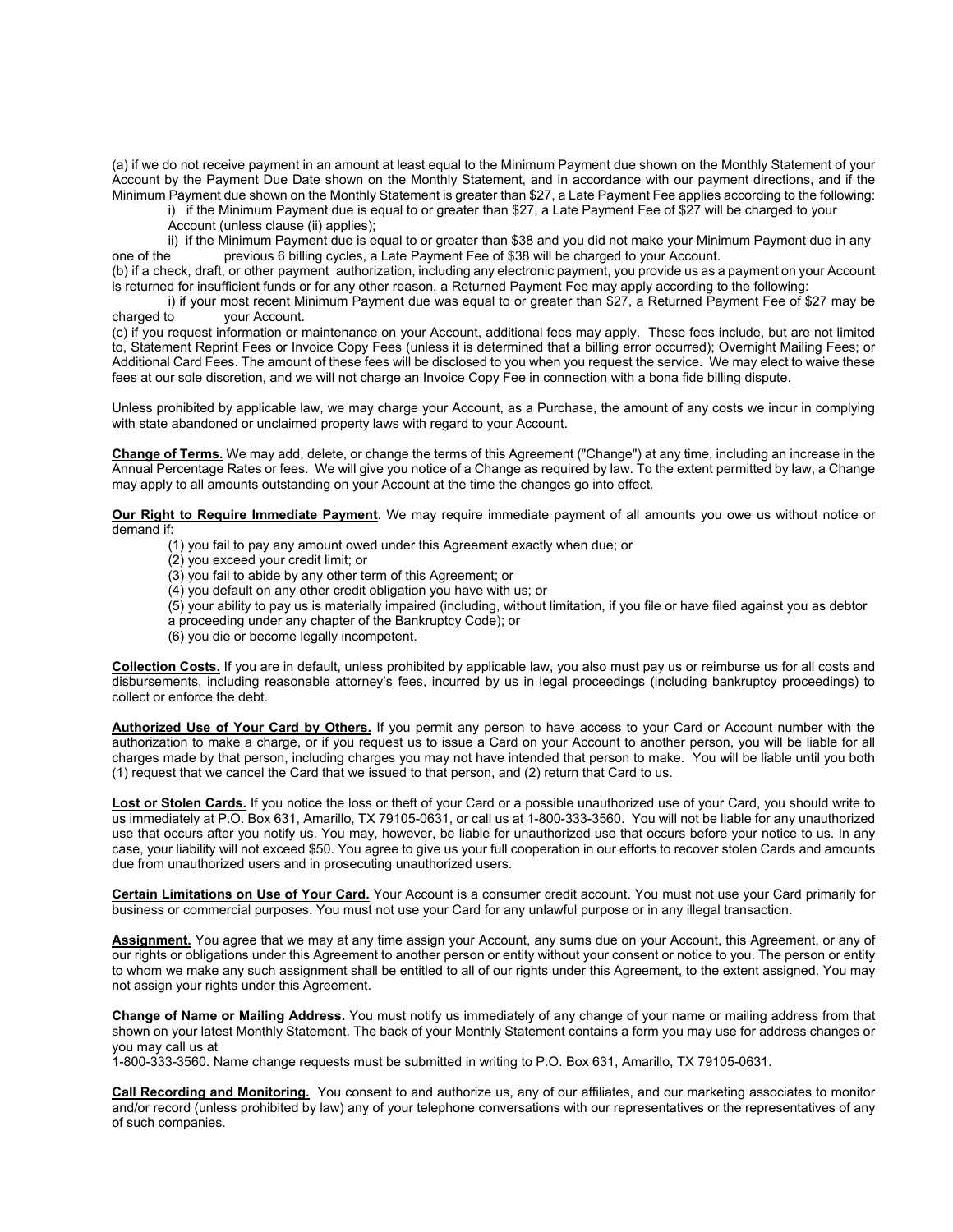(a) if we do not receive payment in an amount at least equal to the Minimum Payment due shown on the Monthly Statement of your Account by the Payment Due Date shown on the Monthly Statement, and in accordance with our payment directions, and if the Minimum Payment due shown on the Monthly Statement is greater than $27, a Late Payment Fee applies according to the following:

i) if the Minimum Payment due is equal to or greater than $27, a Late Payment Fee of $27 will be charged to your Account (unless clause (ii) applies);

ii) if the Minimum Payment due is equal to or greater than $38 and you did not make your Minimum Payment due in any one of the previous 6 billing cycles, a Late Payment Fee of $38 will be charged to your Account.

(b) if a check, draft, or other payment authorization, including any electronic payment, you provide us as a payment on your Account is returned for insufficient funds or for any other reason, a Returned Payment Fee may apply according to the following:

i) if your most recent Minimum Payment due was equal to or greater than $27, a Returned Payment Fee of $27 may be charged to your Account.

(c) if you request information or maintenance on your Account, additional fees may apply. These fees include, but are not limited to, Statement Reprint Fees or Invoice Copy Fees (unless it is determined that a billing error occurred); Overnight Mailing Fees; or Additional Card Fees. The amount of these fees will be disclosed to you when you request the service. We may elect to waive these fees at our sole discretion, and we will not charge an Invoice Copy Fee in connection with a bona fide billing dispute.

Unless prohibited by applicable law, we may charge your Account, as a Purchase, the amount of any costs we incur in complying with state abandoned or unclaimed property laws with regard to your Account.

**Change of Terms.** We may add, delete, or change the terms of this Agreement ("Change") at any time, including an increase in the Annual Percentage Rates or fees. We will give you notice of a Change as required by law. To the extent permitted by law, a Change may apply to all amounts outstanding on your Account at the time the changes go into effect.

**Our Right to Require Immediate Payment**. We may require immediate payment of all amounts you owe us without notice or demand if:

(1) you fail to pay any amount owed under this Agreement exactly when due; or
(2) you exceed your credit limit; or
(3) you fail to abide by any other term of this Agreement; or
(4) you default on any other credit obligation you have with us; or
(5) your ability to pay us is materially impaired (including, without limitation, if you file or have filed against you as debtor a proceeding under any chapter of the Bankruptcy Code); or
(6) you die or become legally incompetent.

**Collection Costs.** If you are in default, unless prohibited by applicable law, you also must pay us or reimburse us for all costs and disbursements, including reasonable attorney's fees, incurred by us in legal proceedings (including bankruptcy proceedings) to collect or enforce the debt.

**Authorized Use of Your Card by Others.** If you permit any person to have access to your Card or Account number with the authorization to make a charge, or if you request us to issue a Card on your Account to another person, you will be liable for all charges made by that person, including charges you may not have intended that person to make. You will be liable until you both (1) request that we cancel the Card that we issued to that person, and (2) return that Card to us.

**Lost or Stolen Cards.** If you notice the loss or theft of your Card or a possible unauthorized use of your Card, you should write to us immediately at P.O. Box 631, Amarillo, TX 79105-0631, or call us at 1-800-333-3560. You will not be liable for any unauthorized use that occurs after you notify us. You may, however, be liable for unauthorized use that occurs before your notice to us. In any case, your liability will not exceed $50. You agree to give us your full cooperation in our efforts to recover stolen Cards and amounts due from unauthorized users and in prosecuting unauthorized users.

**Certain Limitations on Use of Your Card.** Your Account is a consumer credit account. You must not use your Card primarily for business or commercial purposes. You must not use your Card for any unlawful purpose or in any illegal transaction.

**Assignment.** You agree that we may at any time assign your Account, any sums due on your Account, this Agreement, or any of our rights or obligations under this Agreement to another person or entity without your consent or notice to you. The person or entity to whom we make any such assignment shall be entitled to all of our rights under this Agreement, to the extent assigned. You may not assign your rights under this Agreement.

**Change of Name or Mailing Address.** You must notify us immediately of any change of your name or mailing address from that shown on your latest Monthly Statement. The back of your Monthly Statement contains a form you may use for address changes or you may call us at
1-800-333-3560. Name change requests must be submitted in writing to P.O. Box 631, Amarillo, TX 79105-0631.

**Call Recording and Monitoring.** You consent to and authorize us, any of our affiliates, and our marketing associates to monitor and/or record (unless prohibited by law) any of your telephone conversations with our representatives or the representatives of any of such companies.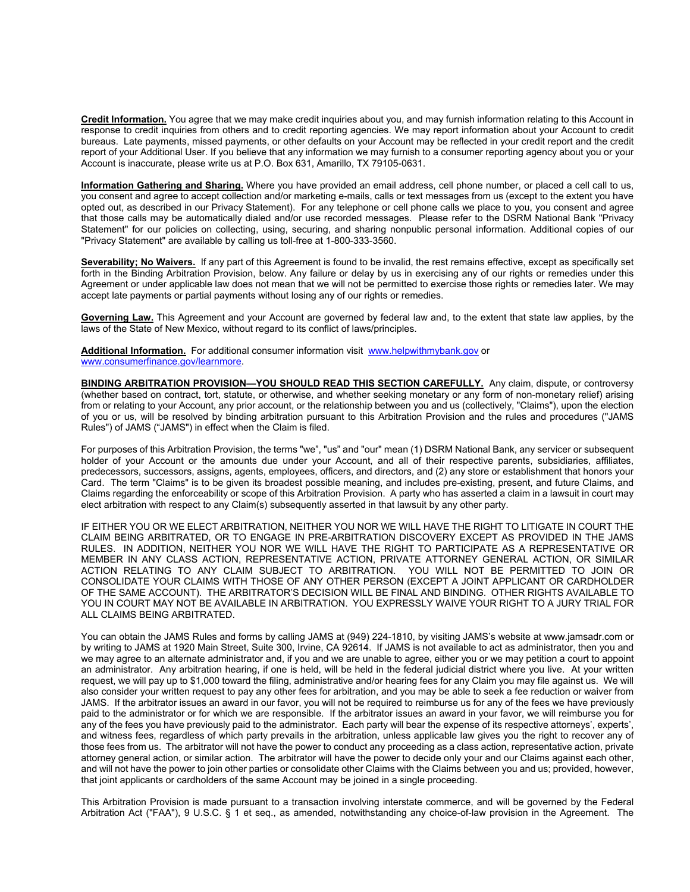**Credit Information.** You agree that we may make credit inquiries about you, and may furnish information relating to this Account in response to credit inquiries from others and to credit reporting agencies. We may report information about your Account to credit bureaus. Late payments, missed payments, or other defaults on your Account may be reflected in your credit report and the credit report of your Additional User. If you believe that any information we may furnish to a consumer reporting agency about you or your Account is inaccurate, please write us at P.O. Box 631, Amarillo, TX 79105-0631.

**Information Gathering and Sharing.** Where you have provided an email address, cell phone number, or placed a cell call to us, you consent and agree to accept collection and/or marketing e-mails, calls or text messages from us (except to the extent you have opted out, as described in our Privacy Statement). For any telephone or cell phone calls we place to you, you consent and agree that those calls may be automatically dialed and/or use recorded messages. Please refer to the DSRM National Bank "Privacy Statement" for our policies on collecting, using, securing, and sharing nonpublic personal information. Additional copies of our "Privacy Statement" are available by calling us toll-free at 1-800-333-3560.

**Severability; No Waivers.** If any part of this Agreement is found to be invalid, the rest remains effective, except as specifically set forth in the Binding Arbitration Provision, below. Any failure or delay by us in exercising any of our rights or remedies under this Agreement or under applicable law does not mean that we will not be permitted to exercise those rights or remedies later. We may accept late payments or partial payments without losing any of our rights or remedies.

**Governing Law.** This Agreement and your Account are governed by federal law and, to the extent that state law applies, by the laws of the State of New Mexico, without regard to its conflict of laws/principles.

**Additional Information.** For additional consumer information visit [www.helpwithmybank.gov](www.helpwithmybank.gov) or [www.consumerfinance.gov/learnmore](www.consumerfinance.gov/learnmore).

**BINDING ARBITRATION PROVISION—YOU SHOULD READ THIS SECTION CAREFULLY.** Any claim, dispute, or controversy (whether based on contract, tort, statute, or otherwise, and whether seeking monetary or any form of non-monetary relief) arising from or relating to your Account, any prior account, or the relationship between you and us (collectively, "Claims"), upon the election of you or us, will be resolved by binding arbitration pursuant to this Arbitration Provision and the rules and procedures ("JAMS Rules") of JAMS ("JAMS") in effect when the Claim is filed.

For purposes of this Arbitration Provision, the terms "we", "us" and "our" mean (1) DSRM National Bank, any servicer or subsequent holder of your Account or the amounts due under your Account, and all of their respective parents, subsidiaries, affiliates, predecessors, successors, assigns, agents, employees, officers, and directors, and (2) any store or establishment that honors your Card. The term "Claims" is to be given its broadest possible meaning, and includes pre-existing, present, and future Claims, and Claims regarding the enforceability or scope of this Arbitration Provision. A party who has asserted a claim in a lawsuit in court may elect arbitration with respect to any Claim(s) subsequently asserted in that lawsuit by any other party.

IF EITHER YOU OR WE ELECT ARBITRATION, NEITHER YOU NOR WE WILL HAVE THE RIGHT TO LITIGATE IN COURT THE CLAIM BEING ARBITRATED, OR TO ENGAGE IN PRE-ARBITRATION DISCOVERY EXCEPT AS PROVIDED IN THE JAMS RULES. IN ADDITION, NEITHER YOU NOR WE WILL HAVE THE RIGHT TO PARTICIPATE AS A REPRESENTATIVE OR MEMBER IN ANY CLASS ACTION, REPRESENTATIVE ACTION, PRIVATE ATTORNEY GENERAL ACTION, OR SIMILAR ACTION RELATING TO ANY CLAIM SUBJECT TO ARBITRATION. YOU WILL NOT BE PERMITTED TO JOIN OR CONSOLIDATE YOUR CLAIMS WITH THOSE OF ANY OTHER PERSON (EXCEPT A JOINT APPLICANT OR CARDHOLDER OF THE SAME ACCOUNT). THE ARBITRATOR'S DECISION WILL BE FINAL AND BINDING. OTHER RIGHTS AVAILABLE TO YOU IN COURT MAY NOT BE AVAILABLE IN ARBITRATION. YOU EXPRESSLY WAIVE YOUR RIGHT TO A JURY TRIAL FOR ALL CLAIMS BEING ARBITRATED.

You can obtain the JAMS Rules and forms by calling JAMS at (949) 224-1810, by visiting JAMS's website at www.jamsadr.com or by writing to JAMS at 1920 Main Street, Suite 300, Irvine, CA 92614. If JAMS is not available to act as administrator, then you and we may agree to an alternate administrator and, if you and we are unable to agree, either you or we may petition a court to appoint an administrator. Any arbitration hearing, if one is held, will be held in the federal judicial district where you live. At your written request, we will pay up to $1,000 toward the filing, administrative and/or hearing fees for any Claim you may file against us. We will also consider your written request to pay any other fees for arbitration, and you may be able to seek a fee reduction or waiver from JAMS. If the arbitrator issues an award in our favor, you will not be required to reimburse us for any of the fees we have previously paid to the administrator or for which we are responsible. If the arbitrator issues an award in your favor, we will reimburse you for any of the fees you have previously paid to the administrator. Each party will bear the expense of its respective attorneys', experts', and witness fees, regardless of which party prevails in the arbitration, unless applicable law gives you the right to recover any of those fees from us. The arbitrator will not have the power to conduct any proceeding as a class action, representative action, private attorney general action, or similar action. The arbitrator will have the power to decide only your and our Claims against each other, and will not have the power to join other parties or consolidate other Claims with the Claims between you and us; provided, however, that joint applicants or cardholders of the same Account may be joined in a single proceeding.

This Arbitration Provision is made pursuant to a transaction involving interstate commerce, and will be governed by the Federal Arbitration Act ("FAA"), 9 U.S.C. § 1 et seq., as amended, notwithstanding any choice-of-law provision in the Agreement. The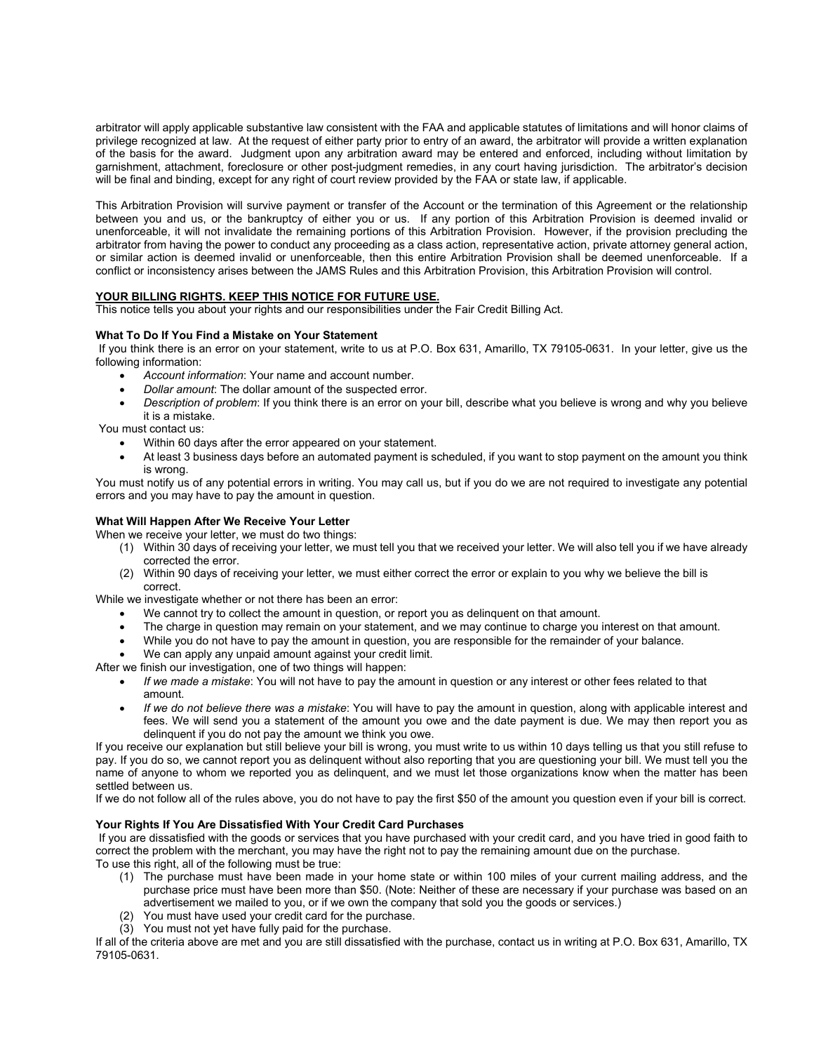arbitrator will apply applicable substantive law consistent with the FAA and applicable statutes of limitations and will honor claims of privilege recognized at law. At the request of either party prior to entry of an award, the arbitrator will provide a written explanation of the basis for the award. Judgment upon any arbitration award may be entered and enforced, including without limitation by garnishment, attachment, foreclosure or other post-judgment remedies, in any court having jurisdiction. The arbitrator's decision will be final and binding, except for any right of court review provided by the FAA or state law, if applicable.

This Arbitration Provision will survive payment or transfer of the Account or the termination of this Agreement or the relationship between you and us, or the bankruptcy of either you or us. If any portion of this Arbitration Provision is deemed invalid or unenforceable, it will not invalidate the remaining portions of this Arbitration Provision. However, if the provision precluding the arbitrator from having the power to conduct any proceeding as a class action, representative action, private attorney general action, or similar action is deemed invalid or unenforceable, then this entire Arbitration Provision shall be deemed unenforceable. If a conflict or inconsistency arises between the JAMS Rules and this Arbitration Provision, this Arbitration Provision will control.

**YOUR BILLING RIGHTS. KEEP THIS NOTICE FOR FUTURE USE.**

This notice tells you about your rights and our responsibilities under the Fair Credit Billing Act.

**What To Do If You Find a Mistake on Your Statement**

If you think there is an error on your statement, write to us at P.O. Box 631, Amarillo, TX 79105-0631. In your letter, give us the following information:

- *Account information*: Your name and account number.
- *Dollar amount*: The dollar amount of the suspected error.
- *Description of problem*: If you think there is an error on your bill, describe what you believe is wrong and why you believe it is a mistake.

You must contact us:

- Within 60 days after the error appeared on your statement.
- At least 3 business days before an automated payment is scheduled, if you want to stop payment on the amount you think is wrong.

You must notify us of any potential errors in writing. You may call us, but if you do we are not required to investigate any potential errors and you may have to pay the amount in question.

**What Will Happen After We Receive Your Letter**

When we receive your letter, we must do two things:

(1) Within 30 days of receiving your letter, we must tell you that we received your letter. We will also tell you if we have already corrected the error.
(2) Within 90 days of receiving your letter, we must either correct the error or explain to you why we believe the bill is correct.

While we investigate whether or not there has been an error:

- We cannot try to collect the amount in question, or report you as delinquent on that amount.
- The charge in question may remain on your statement, and we may continue to charge you interest on that amount.
- While you do not have to pay the amount in question, you are responsible for the remainder of your balance.
- We can apply any unpaid amount against your credit limit.

After we finish our investigation, one of two things will happen:

- *If we made a mistake*: You will not have to pay the amount in question or any interest or other fees related to that amount.
- *If we do not believe there was a mistake*: You will have to pay the amount in question, along with applicable interest and fees. We will send you a statement of the amount you owe and the date payment is due. We may then report you as delinquent if you do not pay the amount we think you owe.

If you receive our explanation but still believe your bill is wrong, you must write to us within 10 days telling us that you still refuse to pay. If you do so, we cannot report you as delinquent without also reporting that you are questioning your bill. We must tell you the name of anyone to whom we reported you as delinquent, and we must let those organizations know when the matter has been settled between us.

If we do not follow all of the rules above, you do not have to pay the first $50 of the amount you question even if your bill is correct.

**Your Rights If You Are Dissatisfied With Your Credit Card Purchases**

If you are dissatisfied with the goods or services that you have purchased with your credit card, and you have tried in good faith to correct the problem with the merchant, you may have the right not to pay the remaining amount due on the purchase.

To use this right, all of the following must be true:

(1) The purchase must have been made in your home state or within 100 miles of your current mailing address, and the purchase price must have been more than $50. (Note: Neither of these are necessary if your purchase was based on an advertisement we mailed to you, or if we own the company that sold you the goods or services.)
(2) You must have used your credit card for the purchase.
(3) You must not yet have fully paid for the purchase.

If all of the criteria above are met and you are still dissatisfied with the purchase, contact us in writing at P.O. Box 631, Amarillo, TX 79105-0631.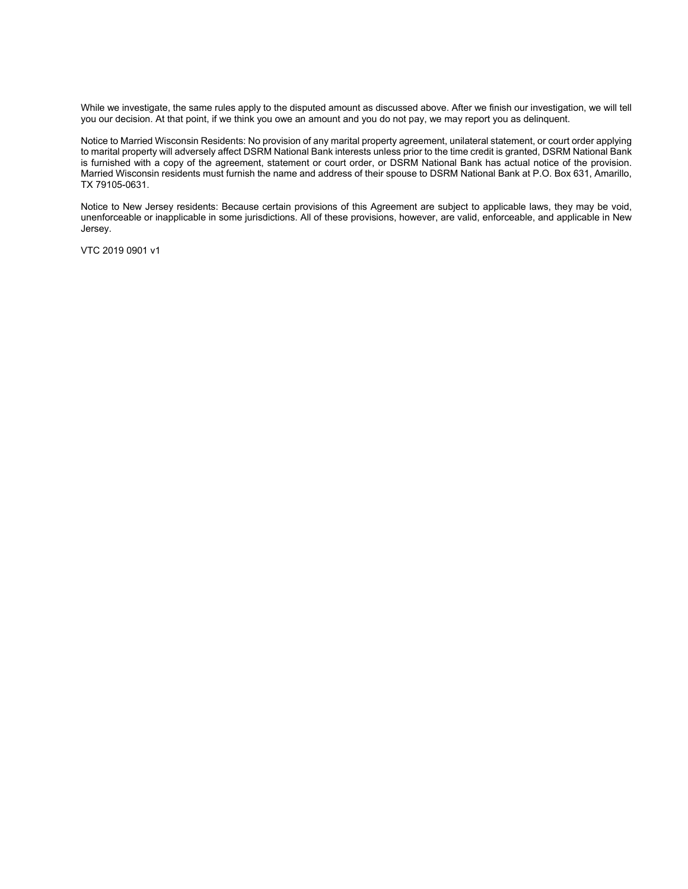While we investigate, the same rules apply to the disputed amount as discussed above. After we finish our investigation, we will tell you our decision. At that point, if we think you owe an amount and you do not pay, we may report you as delinquent.

Notice to Married Wisconsin Residents: No provision of any marital property agreement, unilateral statement, or court order applying to marital property will adversely affect DSRM National Bank interests unless prior to the time credit is granted, DSRM National Bank is furnished with a copy of the agreement, statement or court order, or DSRM National Bank has actual notice of the provision. Married Wisconsin residents must furnish the name and address of their spouse to DSRM National Bank at P.O. Box 631, Amarillo, TX 79105-0631.

Notice to New Jersey residents: Because certain provisions of this Agreement are subject to applicable laws, they may be void, unenforceable or inapplicable in some jurisdictions. All of these provisions, however, are valid, enforceable, and applicable in New Jersey.

VTC 2019 0901 v1